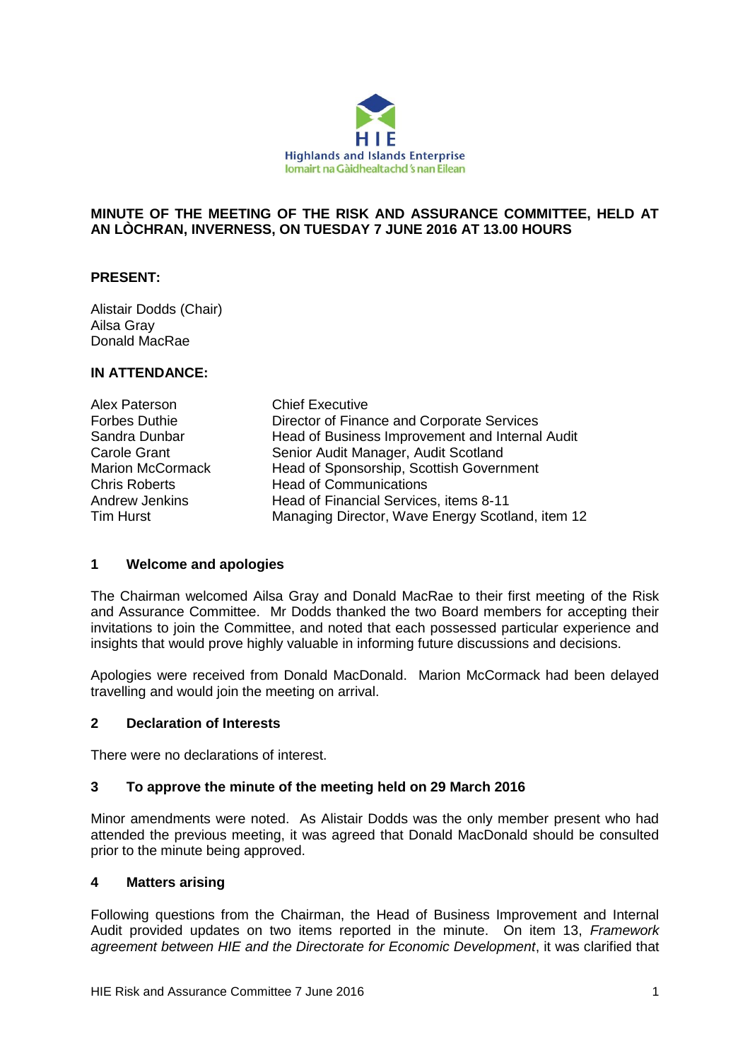Highlands and Islands Enterprise
Iomairt na Gàidhealtachd 's nan Eilean

**MINUTE OF THE MEETING OF THE RISK AND ASSURANCE COMMITTEE, HELD AT AN LÒCHRAN, INVERNESS, ON TUESDAY 7 JUNE 2016 AT 13.00 HOURS**

**PRESENT:**

Alistair Dodds (Chair)
Ailsa Gray
Donald MacRae

**IN ATTENDANCE:**

| | |
|---|---|
| Alex Paterson | Chief Executive |
| Forbes Duthie | Director of Finance and Corporate Services |
| Sandra Dunbar | Head of Business Improvement and Internal Audit |
| Carole Grant | Senior Audit Manager, Audit Scotland |
| Marion McCormack | Head of Sponsorship, Scottish Government |
| Chris Roberts | Head of Communications |
| Andrew Jenkins | Head of Financial Services, items 8-11 |
| Tim Hurst | Managing Director, Wave Energy Scotland, item 12 |

## 1 Welcome and apologies

The Chairman welcomed Ailsa Gray and Donald MacRae to their first meeting of the Risk and Assurance Committee. Mr Dodds thanked the two Board members for accepting their invitations to join the Committee, and noted that each possessed particular experience and insights that would prove highly valuable in informing future discussions and decisions.

Apologies were received from Donald MacDonald. Marion McCormack had been delayed travelling and would join the meeting on arrival.

## 2 Declaration of Interests

There were no declarations of interest.

## 3 To approve the minute of the meeting held on 29 March 2016

Minor amendments were noted. As Alistair Dodds was the only member present who had attended the previous meeting, it was agreed that Donald MacDonald should be consulted prior to the minute being approved.

## 4 Matters arising

Following questions from the Chairman, the Head of Business Improvement and Internal Audit provided updates on two items reported in the minute. On item 13, *Framework agreement between HIE and the Directorate for Economic Development*, it was clarified that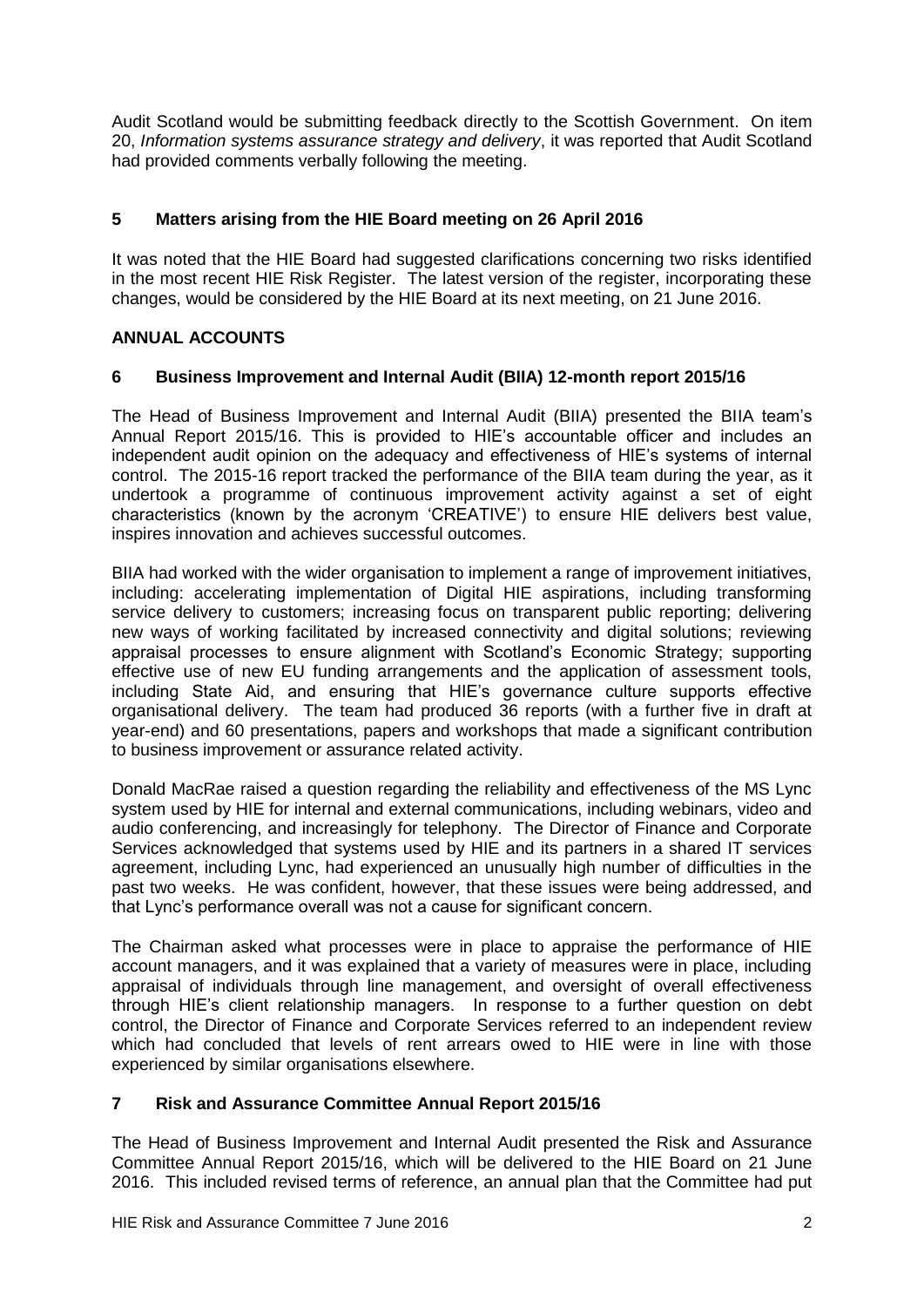Audit Scotland would be submitting feedback directly to the Scottish Government. On item 20, *Information systems assurance strategy and delivery*, it was reported that Audit Scotland had provided comments verbally following the meeting.

## 5 Matters arising from the HIE Board meeting on 26 April 2016

It was noted that the HIE Board had suggested clarifications concerning two risks identified in the most recent HIE Risk Register. The latest version of the register, incorporating these changes, would be considered by the HIE Board at its next meeting, on 21 June 2016.

## ANNUAL ACCOUNTS

## 6 Business Improvement and Internal Audit (BIIA) 12-month report 2015/16

The Head of Business Improvement and Internal Audit (BIIA) presented the BIIA team's Annual Report 2015/16. This is provided to HIE's accountable officer and includes an independent audit opinion on the adequacy and effectiveness of HIE's systems of internal control. The 2015-16 report tracked the performance of the BIIA team during the year, as it undertook a programme of continuous improvement activity against a set of eight characteristics (known by the acronym 'CREATIVE') to ensure HIE delivers best value, inspires innovation and achieves successful outcomes.

BIIA had worked with the wider organisation to implement a range of improvement initiatives, including: accelerating implementation of Digital HIE aspirations, including transforming service delivery to customers; increasing focus on transparent public reporting; delivering new ways of working facilitated by increased connectivity and digital solutions; reviewing appraisal processes to ensure alignment with Scotland's Economic Strategy; supporting effective use of new EU funding arrangements and the application of assessment tools, including State Aid, and ensuring that HIE's governance culture supports effective organisational delivery. The team had produced 36 reports (with a further five in draft at year-end) and 60 presentations, papers and workshops that made a significant contribution to business improvement or assurance related activity.

Donald MacRae raised a question regarding the reliability and effectiveness of the MS Lync system used by HIE for internal and external communications, including webinars, video and audio conferencing, and increasingly for telephony. The Director of Finance and Corporate Services acknowledged that systems used by HIE and its partners in a shared IT services agreement, including Lync, had experienced an unusually high number of difficulties in the past two weeks. He was confident, however, that these issues were being addressed, and that Lync's performance overall was not a cause for significant concern.

The Chairman asked what processes were in place to appraise the performance of HIE account managers, and it was explained that a variety of measures were in place, including appraisal of individuals through line management, and oversight of overall effectiveness through HIE's client relationship managers. In response to a further question on debt control, the Director of Finance and Corporate Services referred to an independent review which had concluded that levels of rent arrears owed to HIE were in line with those experienced by similar organisations elsewhere.

## 7 Risk and Assurance Committee Annual Report 2015/16

The Head of Business Improvement and Internal Audit presented the Risk and Assurance Committee Annual Report 2015/16, which will be delivered to the HIE Board on 21 June 2016. This included revised terms of reference, an annual plan that the Committee had put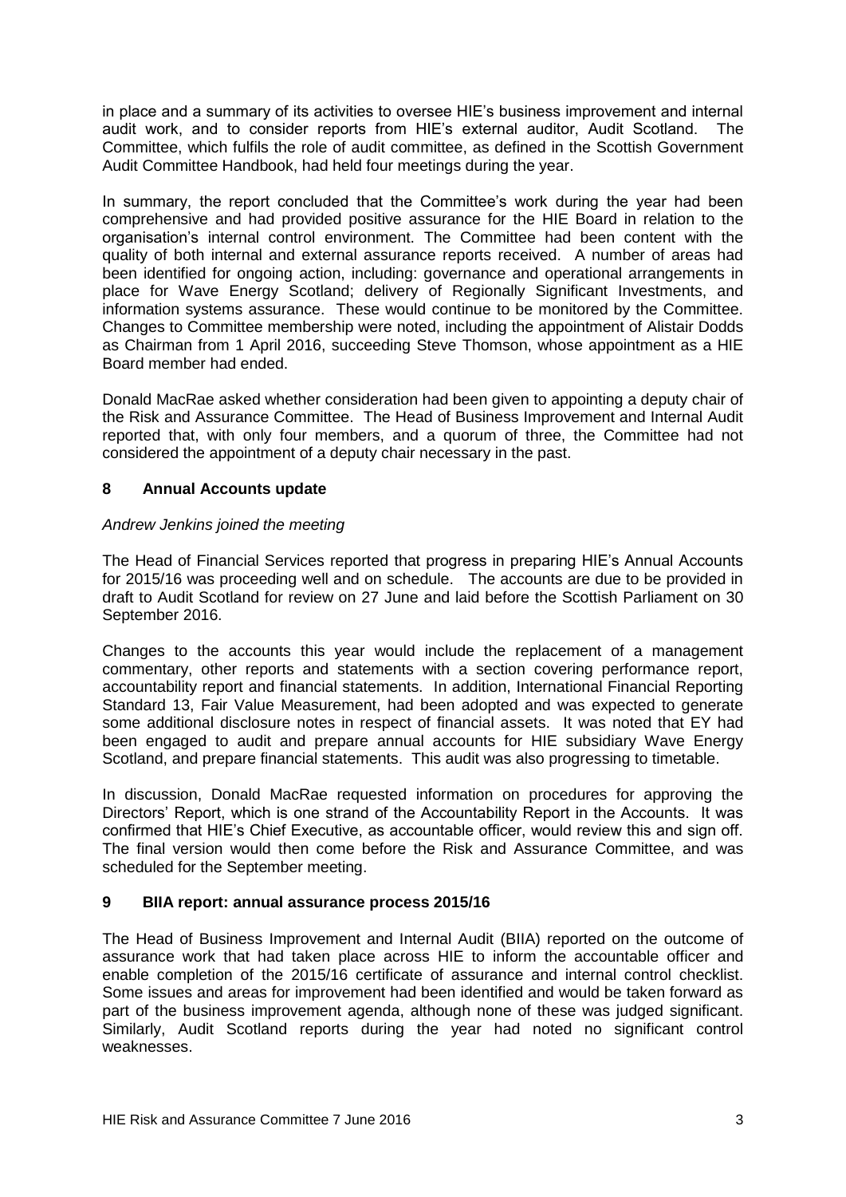in place and a summary of its activities to oversee HIE's business improvement and internal audit work, and to consider reports from HIE's external auditor, Audit Scotland. The Committee, which fulfils the role of audit committee, as defined in the Scottish Government Audit Committee Handbook, had held four meetings during the year.

In summary, the report concluded that the Committee's work during the year had been comprehensive and had provided positive assurance for the HIE Board in relation to the organisation's internal control environment. The Committee had been content with the quality of both internal and external assurance reports received. A number of areas had been identified for ongoing action, including: governance and operational arrangements in place for Wave Energy Scotland; delivery of Regionally Significant Investments, and information systems assurance. These would continue to be monitored by the Committee. Changes to Committee membership were noted, including the appointment of Alistair Dodds as Chairman from 1 April 2016, succeeding Steve Thomson, whose appointment as a HIE Board member had ended.

Donald MacRae asked whether consideration had been given to appointing a deputy chair of the Risk and Assurance Committee. The Head of Business Improvement and Internal Audit reported that, with only four members, and a quorum of three, the Committee had not considered the appointment of a deputy chair necessary in the past.

## 8 Annual Accounts update

*Andrew Jenkins joined the meeting*

The Head of Financial Services reported that progress in preparing HIE's Annual Accounts for 2015/16 was proceeding well and on schedule. The accounts are due to be provided in draft to Audit Scotland for review on 27 June and laid before the Scottish Parliament on 30 September 2016.

Changes to the accounts this year would include the replacement of a management commentary, other reports and statements with a section covering performance report, accountability report and financial statements. In addition, International Financial Reporting Standard 13, Fair Value Measurement, had been adopted and was expected to generate some additional disclosure notes in respect of financial assets. It was noted that EY had been engaged to audit and prepare annual accounts for HIE subsidiary Wave Energy Scotland, and prepare financial statements. This audit was also progressing to timetable.

In discussion, Donald MacRae requested information on procedures for approving the Directors' Report, which is one strand of the Accountability Report in the Accounts. It was confirmed that HIE's Chief Executive, as accountable officer, would review this and sign off. The final version would then come before the Risk and Assurance Committee, and was scheduled for the September meeting.

## 9 BIIA report: annual assurance process 2015/16

The Head of Business Improvement and Internal Audit (BIIA) reported on the outcome of assurance work that had taken place across HIE to inform the accountable officer and enable completion of the 2015/16 certificate of assurance and internal control checklist. Some issues and areas for improvement had been identified and would be taken forward as part of the business improvement agenda, although none of these was judged significant. Similarly, Audit Scotland reports during the year had noted no significant control weaknesses.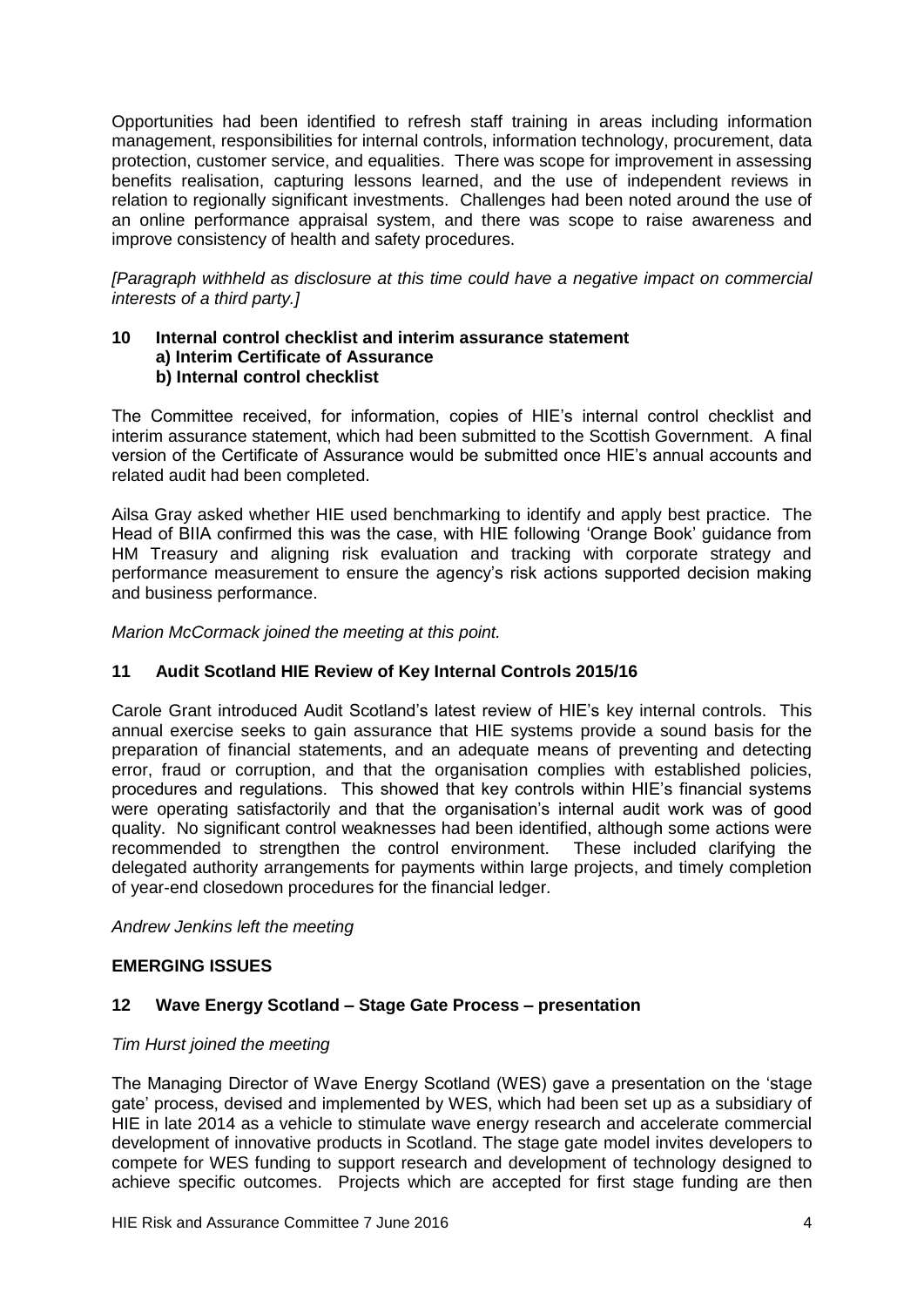Opportunities had been identified to refresh staff training in areas including information management, responsibilities for internal controls, information technology, procurement, data protection, customer service, and equalities. There was scope for improvement in assessing benefits realisation, capturing lessons learned, and the use of independent reviews in relation to regionally significant investments. Challenges had been noted around the use of an online performance appraisal system, and there was scope to raise awareness and improve consistency of health and safety procedures.

*[Paragraph withheld as disclosure at this time could have a negative impact on commercial interests of a third party.]*

### 10 Internal control checklist and interim assurance statement
**a) Interim Certificate of Assurance**
**b) Internal control checklist**

The Committee received, for information, copies of HIE's internal control checklist and interim assurance statement, which had been submitted to the Scottish Government. A final version of the Certificate of Assurance would be submitted once HIE's annual accounts and related audit had been completed.

Ailsa Gray asked whether HIE used benchmarking to identify and apply best practice. The Head of BIIA confirmed this was the case, with HIE following 'Orange Book' guidance from HM Treasury and aligning risk evaluation and tracking with corporate strategy and performance measurement to ensure the agency's risk actions supported decision making and business performance.

*Marion McCormack joined the meeting at this point.*

### 11 Audit Scotland HIE Review of Key Internal Controls 2015/16

Carole Grant introduced Audit Scotland's latest review of HIE's key internal controls. This annual exercise seeks to gain assurance that HIE systems provide a sound basis for the preparation of financial statements, and an adequate means of preventing and detecting error, fraud or corruption, and that the organisation complies with established policies, procedures and regulations. This showed that key controls within HIE's financial systems were operating satisfactorily and that the organisation's internal audit work was of good quality. No significant control weaknesses had been identified, although some actions were recommended to strengthen the control environment. These included clarifying the delegated authority arrangements for payments within large projects, and timely completion of year-end closedown procedures for the financial ledger.

*Andrew Jenkins left the meeting*

## EMERGING ISSUES

### 12 Wave Energy Scotland – Stage Gate Process – presentation

*Tim Hurst joined the meeting*

The Managing Director of Wave Energy Scotland (WES) gave a presentation on the 'stage gate' process, devised and implemented by WES, which had been set up as a subsidiary of HIE in late 2014 as a vehicle to stimulate wave energy research and accelerate commercial development of innovative products in Scotland. The stage gate model invites developers to compete for WES funding to support research and development of technology designed to achieve specific outcomes. Projects which are accepted for first stage funding are then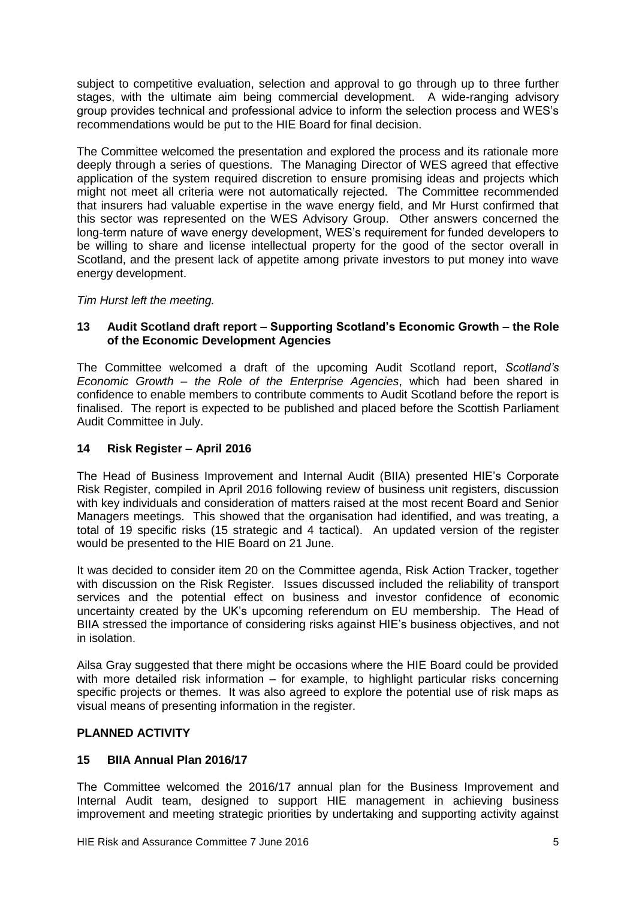subject to competitive evaluation, selection and approval to go through up to three further stages, with the ultimate aim being commercial development. A wide-ranging advisory group provides technical and professional advice to inform the selection process and WES's recommendations would be put to the HIE Board for final decision.

The Committee welcomed the presentation and explored the process and its rationale more deeply through a series of questions. The Managing Director of WES agreed that effective application of the system required discretion to ensure promising ideas and projects which might not meet all criteria were not automatically rejected. The Committee recommended that insurers had valuable expertise in the wave energy field, and Mr Hurst confirmed that this sector was represented on the WES Advisory Group. Other answers concerned the long-term nature of wave energy development, WES's requirement for funded developers to be willing to share and license intellectual property for the good of the sector overall in Scotland, and the present lack of appetite among private investors to put money into wave energy development.

*Tim Hurst left the meeting.*

## 13 Audit Scotland draft report – Supporting Scotland's Economic Growth – the Role of the Economic Development Agencies

The Committee welcomed a draft of the upcoming Audit Scotland report, *Scotland's Economic Growth – the Role of the Enterprise Agencies*, which had been shared in confidence to enable members to contribute comments to Audit Scotland before the report is finalised. The report is expected to be published and placed before the Scottish Parliament Audit Committee in July.

## 14 Risk Register – April 2016

The Head of Business Improvement and Internal Audit (BIIA) presented HIE's Corporate Risk Register, compiled in April 2016 following review of business unit registers, discussion with key individuals and consideration of matters raised at the most recent Board and Senior Managers meetings. This showed that the organisation had identified, and was treating, a total of 19 specific risks (15 strategic and 4 tactical). An updated version of the register would be presented to the HIE Board on 21 June.

It was decided to consider item 20 on the Committee agenda, Risk Action Tracker, together with discussion on the Risk Register. Issues discussed included the reliability of transport services and the potential effect on business and investor confidence of economic uncertainty created by the UK's upcoming referendum on EU membership. The Head of BIIA stressed the importance of considering risks against HIE's business objectives, and not in isolation.

Ailsa Gray suggested that there might be occasions where the HIE Board could be provided with more detailed risk information – for example, to highlight particular risks concerning specific projects or themes. It was also agreed to explore the potential use of risk maps as visual means of presenting information in the register.

## PLANNED ACTIVITY

## 15 BIIA Annual Plan 2016/17

The Committee welcomed the 2016/17 annual plan for the Business Improvement and Internal Audit team, designed to support HIE management in achieving business improvement and meeting strategic priorities by undertaking and supporting activity against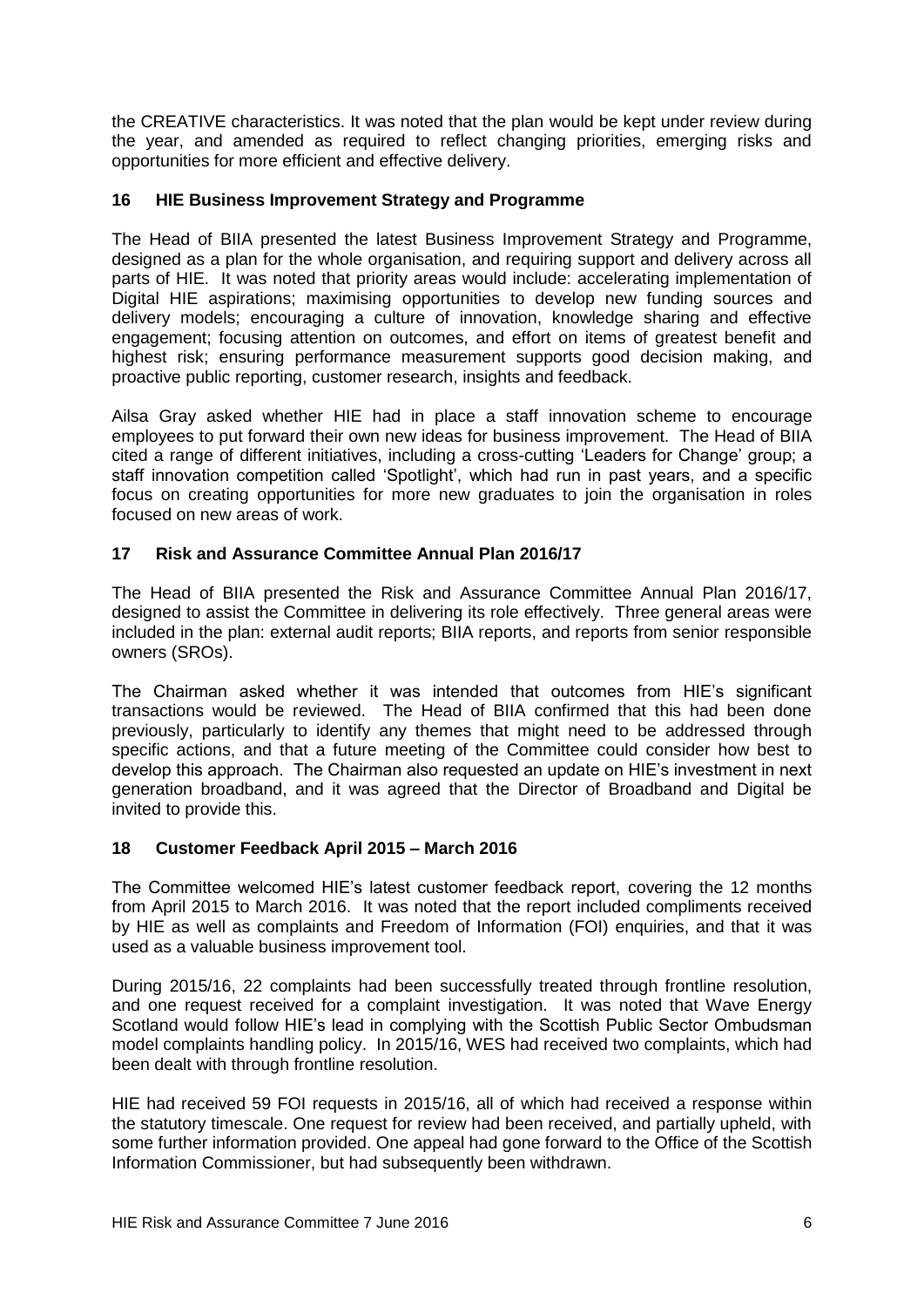the CREATIVE characteristics. It was noted that the plan would be kept under review during the year, and amended as required to reflect changing priorities, emerging risks and opportunities for more efficient and effective delivery.

## 16 HIE Business Improvement Strategy and Programme

The Head of BIIA presented the latest Business Improvement Strategy and Programme, designed as a plan for the whole organisation, and requiring support and delivery across all parts of HIE. It was noted that priority areas would include: accelerating implementation of Digital HIE aspirations; maximising opportunities to develop new funding sources and delivery models; encouraging a culture of innovation, knowledge sharing and effective engagement; focusing attention on outcomes, and effort on items of greatest benefit and highest risk; ensuring performance measurement supports good decision making, and proactive public reporting, customer research, insights and feedback.

Ailsa Gray asked whether HIE had in place a staff innovation scheme to encourage employees to put forward their own new ideas for business improvement. The Head of BIIA cited a range of different initiatives, including a cross-cutting 'Leaders for Change' group; a staff innovation competition called 'Spotlight', which had run in past years, and a specific focus on creating opportunities for more new graduates to join the organisation in roles focused on new areas of work.

## 17 Risk and Assurance Committee Annual Plan 2016/17

The Head of BIIA presented the Risk and Assurance Committee Annual Plan 2016/17, designed to assist the Committee in delivering its role effectively. Three general areas were included in the plan: external audit reports; BIIA reports, and reports from senior responsible owners (SROs).

The Chairman asked whether it was intended that outcomes from HIE's significant transactions would be reviewed. The Head of BIIA confirmed that this had been done previously, particularly to identify any themes that might need to be addressed through specific actions, and that a future meeting of the Committee could consider how best to develop this approach. The Chairman also requested an update on HIE's investment in next generation broadband, and it was agreed that the Director of Broadband and Digital be invited to provide this.

## 18 Customer Feedback April 2015 – March 2016

The Committee welcomed HIE's latest customer feedback report, covering the 12 months from April 2015 to March 2016. It was noted that the report included compliments received by HIE as well as complaints and Freedom of Information (FOI) enquiries, and that it was used as a valuable business improvement tool.

During 2015/16, 22 complaints had been successfully treated through frontline resolution, and one request received for a complaint investigation. It was noted that Wave Energy Scotland would follow HIE's lead in complying with the Scottish Public Sector Ombudsman model complaints handling policy. In 2015/16, WES had received two complaints, which had been dealt with through frontline resolution.

HIE had received 59 FOI requests in 2015/16, all of which had received a response within the statutory timescale. One request for review had been received, and partially upheld, with some further information provided. One appeal had gone forward to the Office of the Scottish Information Commissioner, but had subsequently been withdrawn.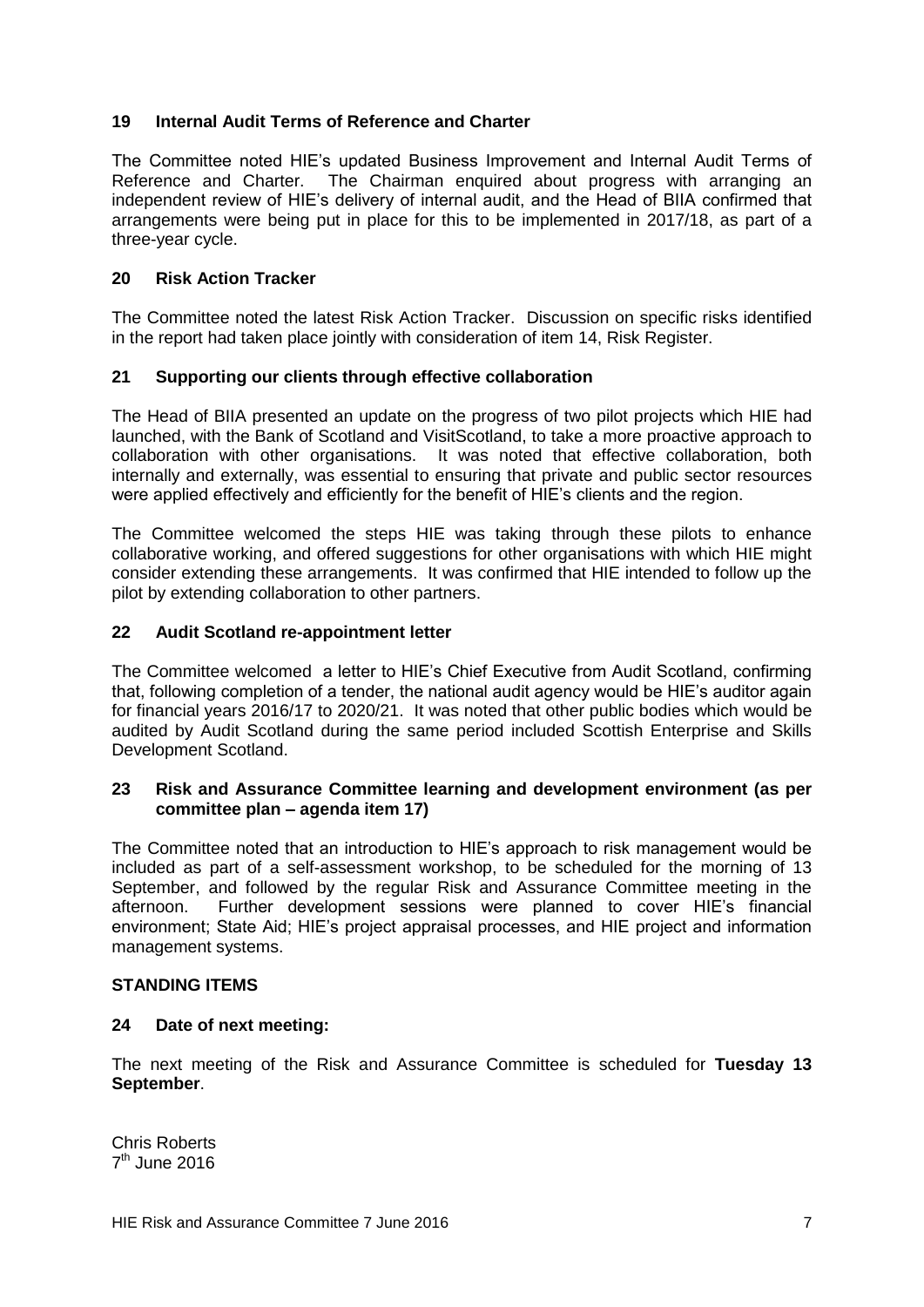## 19 Internal Audit Terms of Reference and Charter

The Committee noted HIE's updated Business Improvement and Internal Audit Terms of Reference and Charter. The Chairman enquired about progress with arranging an independent review of HIE's delivery of internal audit, and the Head of BIIA confirmed that arrangements were being put in place for this to be implemented in 2017/18, as part of a three-year cycle.

## 20 Risk Action Tracker

The Committee noted the latest Risk Action Tracker. Discussion on specific risks identified in the report had taken place jointly with consideration of item 14, Risk Register.

## 21 Supporting our clients through effective collaboration

The Head of BIIA presented an update on the progress of two pilot projects which HIE had launched, with the Bank of Scotland and VisitScotland, to take a more proactive approach to collaboration with other organisations. It was noted that effective collaboration, both internally and externally, was essential to ensuring that private and public sector resources were applied effectively and efficiently for the benefit of HIE's clients and the region.

The Committee welcomed the steps HIE was taking through these pilots to enhance collaborative working, and offered suggestions for other organisations with which HIE might consider extending these arrangements. It was confirmed that HIE intended to follow up the pilot by extending collaboration to other partners.

## 22 Audit Scotland re-appointment letter

The Committee welcomed a letter to HIE's Chief Executive from Audit Scotland, confirming that, following completion of a tender, the national audit agency would be HIE's auditor again for financial years 2016/17 to 2020/21. It was noted that other public bodies which would be audited by Audit Scotland during the same period included Scottish Enterprise and Skills Development Scotland.

## 23 Risk and Assurance Committee learning and development environment (as per committee plan – agenda item 17)

The Committee noted that an introduction to HIE's approach to risk management would be included as part of a self-assessment workshop, to be scheduled for the morning of 13 September, and followed by the regular Risk and Assurance Committee meeting in the afternoon. Further development sessions were planned to cover HIE's financial environment; State Aid; HIE's project appraisal processes, and HIE project and information management systems.

## STANDING ITEMS

## 24 Date of next meeting:

The next meeting of the Risk and Assurance Committee is scheduled for **Tuesday 13 September**.

Chris Roberts
7th June 2016